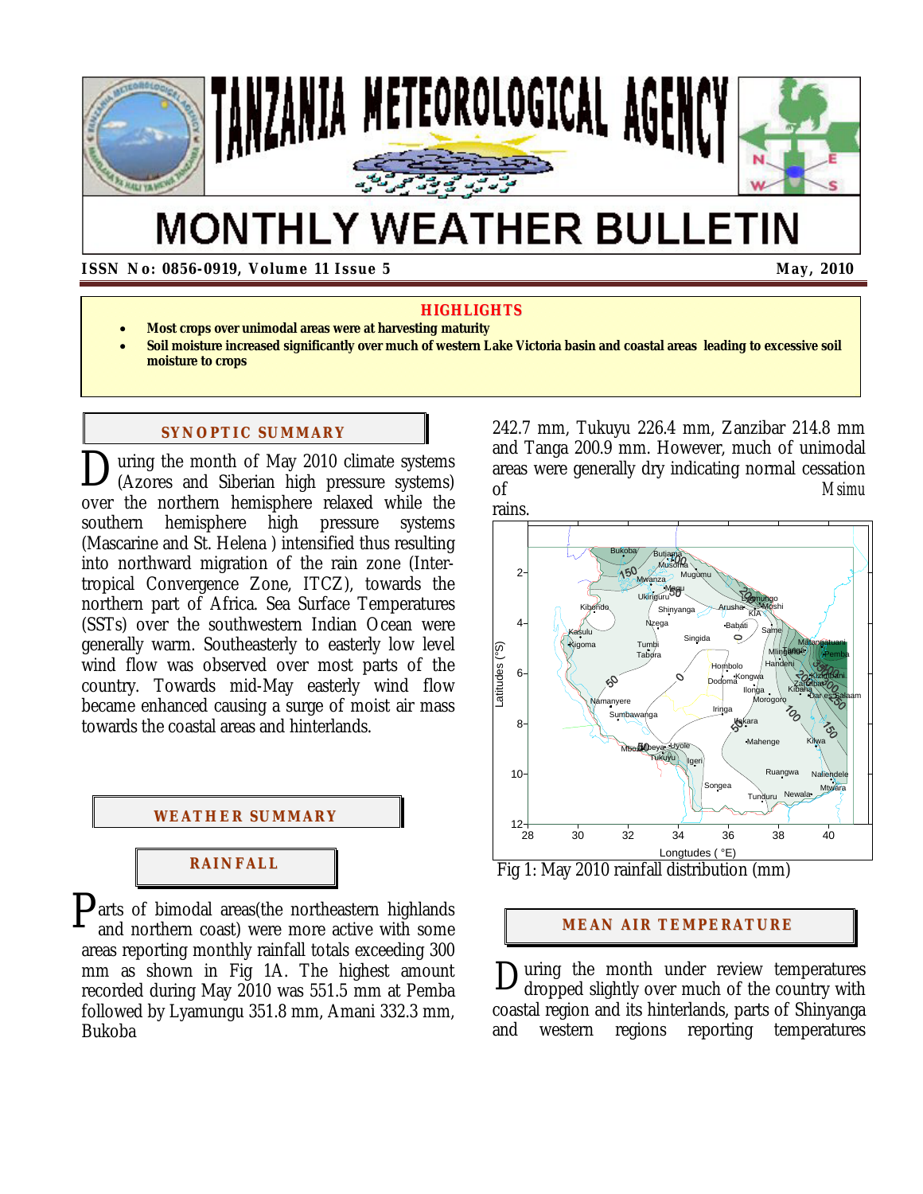# TANZANIA METEOROLOGICAL AGENCY

# MONTHLY WEATHER BULLETIN

**ISSN No: 0856-0919, Volume 11 Issue 5** **May, 2010**

## HIGHLIGHTS

- **Most crops over unimodal areas were at harvesting maturity**
- **Soil moisture increased significantly over much of western Lake Victoria basin and coastal areas leading to excessive soil moisture to crops**

## SYNOPTIC SUMMARY

During the month of May 2010 climate systems (Azores and Siberian high pressure systems) over the northern hemisphere relaxed while the southern hemisphere high pressure systems (Mascarine and St. Helena ) intensified thus resulting into northward migration of the rain zone (Inter-tropical Convergence Zone, ITCZ), towards the northern part of Africa. Sea Surface Temperatures (SSTs) over the southwestern Indian Ocean were generally warm. Southeasterly to easterly low level wind flow was observed over most parts of the country. Towards mid-May easterly wind flow became enhanced causing a surge of moist air mass towards the coastal areas and hinterlands.

## WEATHER SUMMARY

### RAINFALL

Parts of bimodal areas(the northeastern highlands and northern coast) were more active with some areas reporting monthly rainfall totals exceeding 300 mm as shown in Fig 1A. The highest amount recorded during May 2010 was 551.5 mm at Pemba followed by Lyamungu 351.8 mm, Amani 332.3 mm, Bukoba 242.7 mm, Tukuyu 226.4 mm, Zanzibar 214.8 mm and Tanga 200.9 mm. However, much of unimodal areas were generally dry indicating normal cessation of *Msimu* rains.

Fig 1: May 2010 rainfall distribution (mm)

## MEAN AIR TEMPERATURE

During the month under review temperatures dropped slightly over much of the country with coastal region and its hinterlands, parts of Shinyanga and western regions reporting temperatures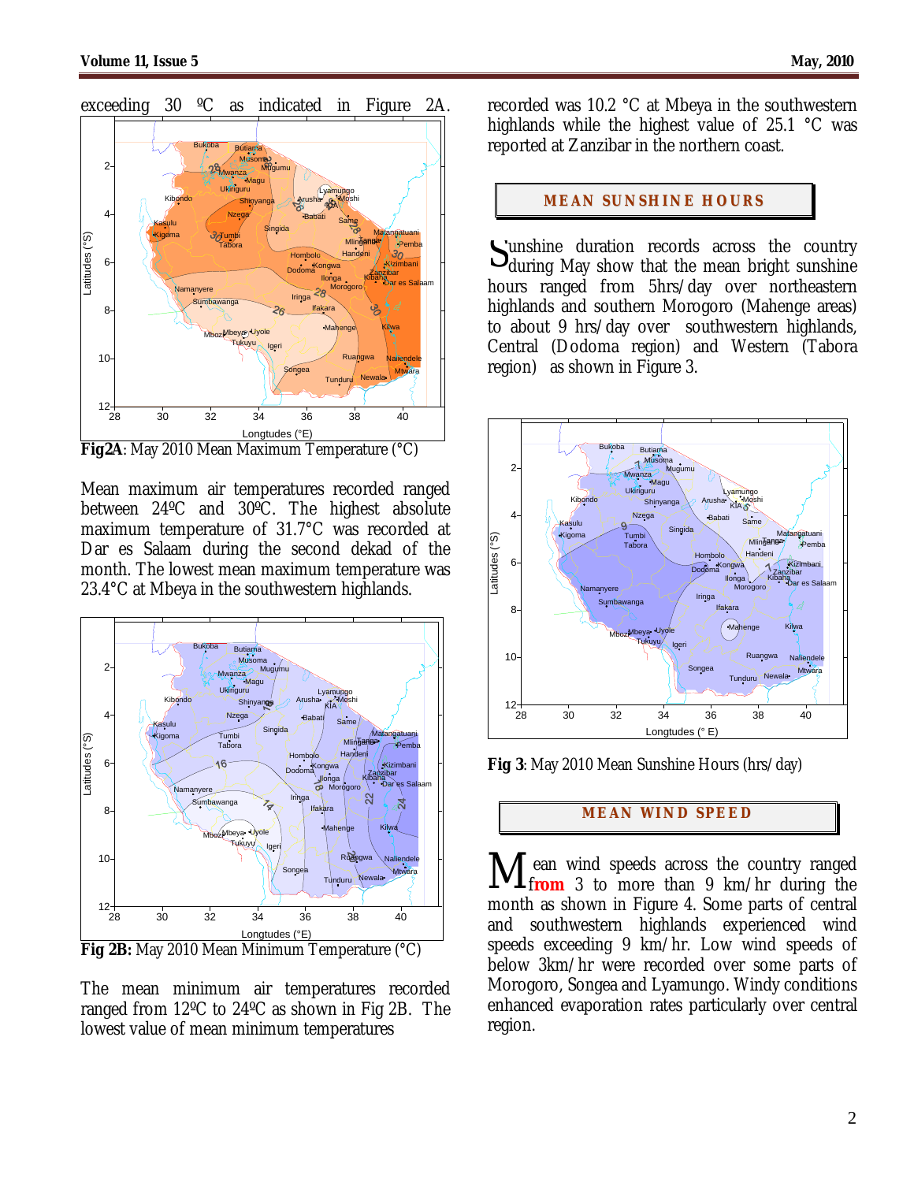exceeding 30 ºC as indicated in Figure 2A.

**Fig2A**: May 2010 Mean Maximum Temperature (°C)

Mean maximum air temperatures recorded ranged between 24ºC and 30ºC. The highest absolute maximum temperature of 31.7°C was recorded at Dar es Salaam during the second dekad of the month. The lowest mean maximum temperature was 23.4°C at Mbeya in the southwestern highlands.

**Fig 2B:** May 2010 Mean Minimum Temperature (°C)

The mean minimum air temperatures recorded ranged from 12ºC to 24ºC as shown in Fig 2B. The lowest value of mean minimum temperatures recorded was 10.2 °C at Mbeya in the southwestern highlands while the highest value of 25.1 °C was reported at Zanzibar in the northern coast.

## MEAN SUNSHINE HOURS

Sunshine duration records across the country during May show that the mean bright sunshine hours ranged from 5hrs/day over northeastern highlands and southern Morogoro (Mahenge areas) to about 9 hrs/day over southwestern highlands, Central (Dodoma region) and Western (Tabora region) as shown in Figure 3.

**Fig 3**: May 2010 Mean Sunshine Hours (hrs/day)

## MEAN WIND SPEED

Mean wind speeds across the country ranged from 3 to more than 9 km/hr during the month as shown in Figure 4. Some parts of central and southwestern highlands experienced wind speeds exceeding 9 km/hr. Low wind speeds of below 3km/hr were recorded over some parts of Morogoro, Songea and Lyamungo. Windy conditions enhanced evaporation rates particularly over central region.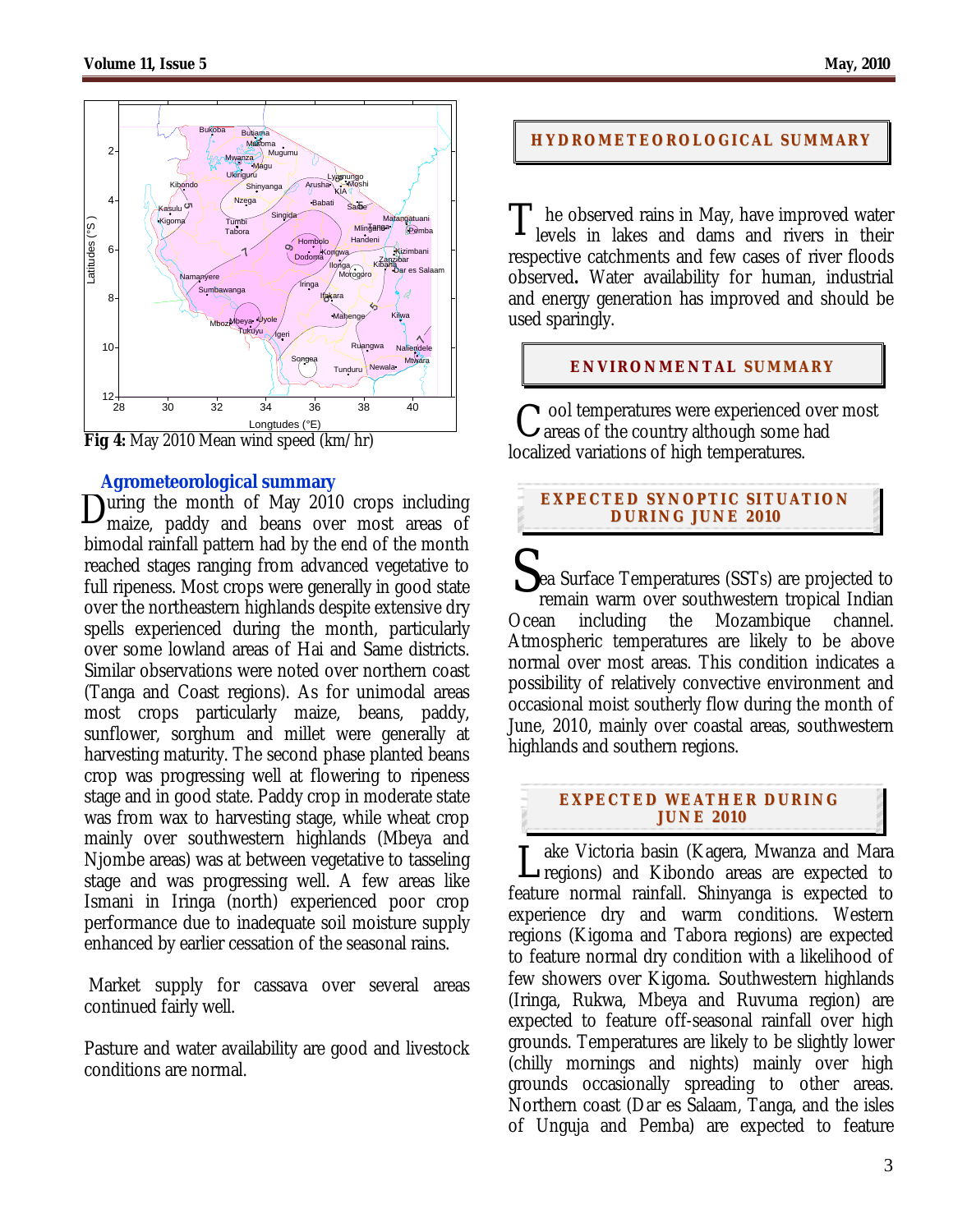Fig 4: May 2010 Mean wind speed (km/hr)

## Agrometeorological summary

During the month of May 2010 crops including maize, paddy and beans over most areas of bimodal rainfall pattern had by the end of the month reached stages ranging from advanced vegetative to full ripeness. Most crops were generally in good state over the northeastern highlands despite extensive dry spells experienced during the month, particularly over some lowland areas of Hai and Same districts. Similar observations were noted over northern coast (Tanga and Coast regions). As for unimodal areas most crops particularly maize, beans, paddy, sunflower, sorghum and millet were generally at harvesting maturity. The second phase planted beans crop was progressing well at flowering to ripeness stage and in good state. Paddy crop in moderate state was from wax to harvesting stage, while wheat crop mainly over southwestern highlands (Mbeya and Njombe areas) was at between vegetative to tasseling stage and was progressing well. A few areas like Ismani in Iringa (north) experienced poor crop performance due to inadequate soil moisture supply enhanced by earlier cessation of the seasonal rains.

Market supply for cassava over several areas continued fairly well.

Pasture and water availability are good and livestock conditions are normal.

## HYDROMETEOROLOGICAL SUMMARY

The observed rains in May, have improved water levels in lakes and dams and rivers in their respective catchments and few cases of river floods observed**.** Water availability for human, industrial and energy generation has improved and should be used sparingly.

## ENVIRONMENTAL SUMMARY

Cool temperatures were experienced over most areas of the country although some had localized variations of high temperatures.

## EXPECTED SYNOPTIC SITUATION DURING JUNE 2010

Sea Surface Temperatures (SSTs) are projected to remain warm over southwestern tropical Indian Ocean including the Mozambique channel. Atmospheric temperatures are likely to be above normal over most areas. This condition indicates a possibility of relatively convective environment and occasional moist southerly flow during the month of June, 2010, mainly over coastal areas, southwestern highlands and southern regions.

## EXPECTED WEATHER DURING JUNE 2010

Lake Victoria basin (Kagera, Mwanza and Mara regions) and Kibondo areas are expected to feature normal rainfall. Shinyanga is expected to experience dry and warm conditions. Western regions (Kigoma and Tabora regions) are expected to feature normal dry condition with a likelihood of few showers over Kigoma. Southwestern highlands (Iringa, Rukwa, Mbeya and Ruvuma region) are expected to feature off-seasonal rainfall over high grounds. Temperatures are likely to be slightly lower (chilly mornings and nights) mainly over high grounds occasionally spreading to other areas. Northern coast (Dar es Salaam, Tanga, and the isles of Unguja and Pemba) are expected to feature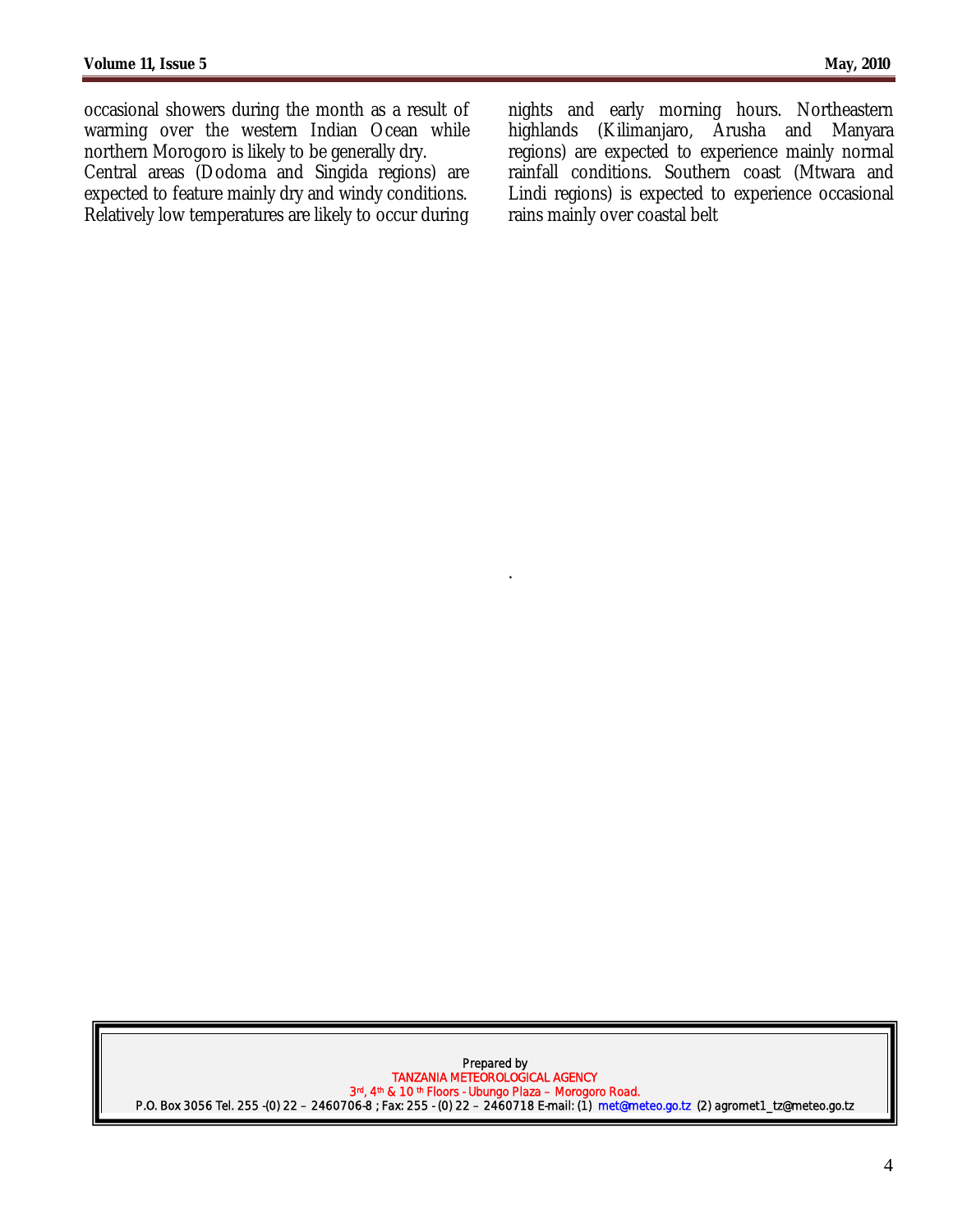occasional showers during the month as a result of warming over the western Indian Ocean while northern Morogoro is likely to be generally dry.

Central areas (Dodoma and Singida regions) are expected to feature mainly dry and windy conditions. Relatively low temperatures are likely to occur during nights and early morning hours. Northeastern highlands (Kilimanjaro, Arusha and Manyara regions) are expected to experience mainly normal rainfall conditions. Southern coast (Mtwara and Lindi regions) is expected to experience occasional rains mainly over coastal belt

.

Prepared by
TANZANIA METEOROLOGICAL AGENCY
3rd, 4th & 10 th Floors - Ubungo Plaza – Morogoro Road.
P.O. Box 3056 Tel. 255 -(0) 22 – 2460706-8 ; Fax: 255 - (0) 22 – 2460718 E-mail: (1) met@meteo.go.tz (2) agromet1_tz@meteo.go.tz